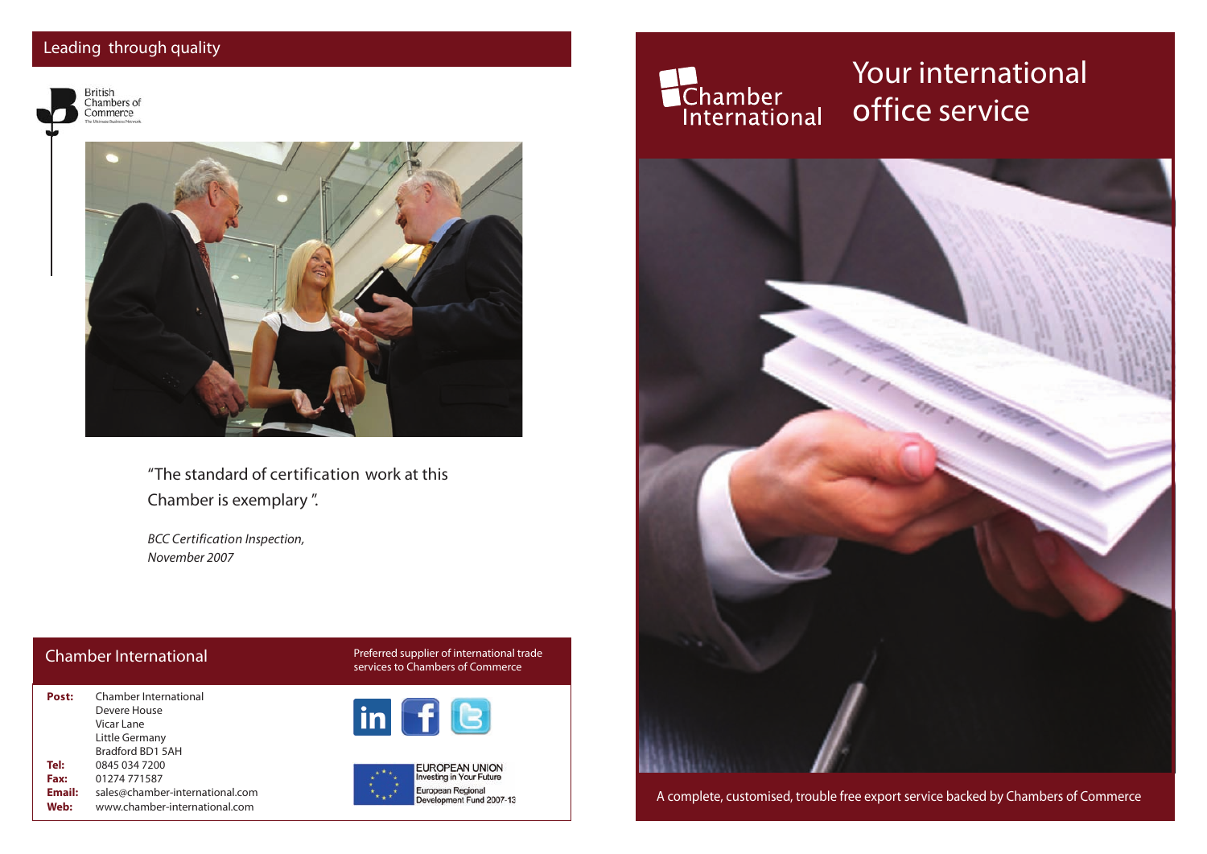## Leading through quality

British Chambers of Commerce

"The standard of certification work at this Chamber is exemplary".

*BCC Certification Inspection, November 2007*

## Chamber International

Preferred supplier of international trade services to Chambers of Commerce

**Post:** Chamber International
Devere House
Vicar Lane
Little Germany
Bradford BD1 5AH

**Tel:** 0845 034 7200

**Fax:** 01274 771587

**Email:** sales@chamber-international.com

**Web:** www.chamber-international.com

EUROPEAN UNION
Investing in Your Future
European Regional Development Fund 2007-13

Chamber International

# Your international office service

A complete, customised, trouble free export service backed by Chambers of Commerce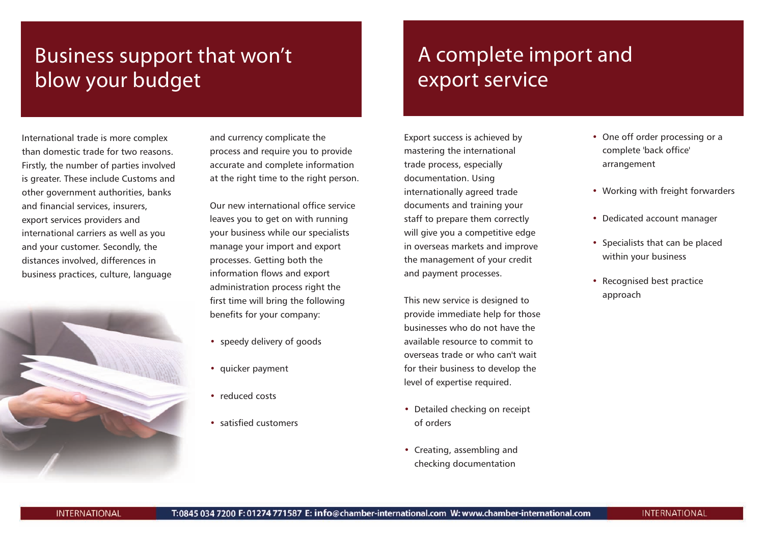# Business support that won't blow your budget

International trade is more complex than domestic trade for two reasons. Firstly, the number of parties involved is greater. These include Customs and other government authorities, banks and financial services, insurers, export services providers and international carriers as well as you and your customer. Secondly, the distances involved, differences in business practices, culture, language and currency complicate the process and require you to provide accurate and complete information at the right time to the right person.

Our new international office service leaves you to get on with running your business while our specialists manage your import and export processes. Getting both the information flows and export administration process right the first time will bring the following benefits for your company:

- speedy delivery of goods
- quicker payment
- reduced costs
- satisfied customers

# A complete import and export service

Export success is achieved by mastering the international trade process, especially documentation. Using internationally agreed trade documents and training your staff to prepare them correctly will give you a competitive edge in overseas markets and improve the management of your credit and payment processes.

This new service is designed to provide immediate help for those businesses who do not have the available resource to commit to overseas trade or who can't wait for their business to develop the level of expertise required.

- Detailed checking on receipt of orders
- Creating, assembling and checking documentation
- One off order processing or a complete 'back office' arrangement
- Working with freight forwarders
- Dedicated account manager
- Specialists that can be placed within your business
- Recognised best practice approach

INTERNATIONAL T:0845 034 7200 F: 01274 771587 E: info@chamber-international.com W: www.chamber-international.com INTERNATIONAL